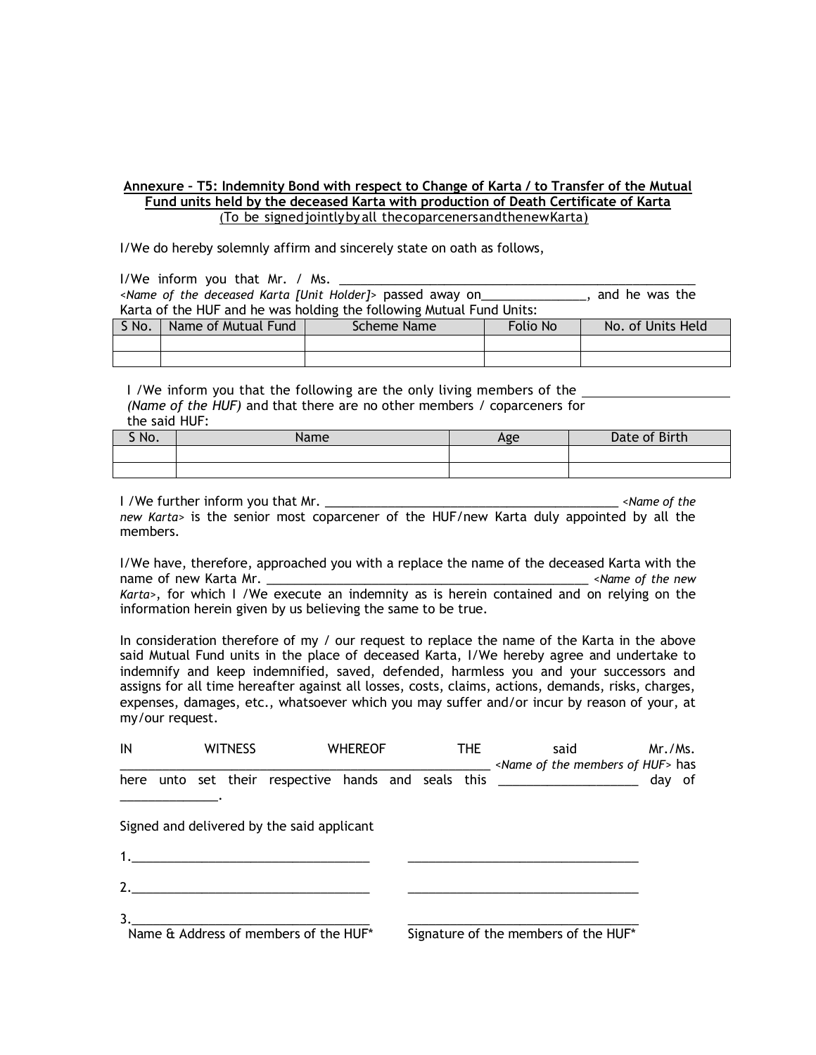**Annexure – T5: Indemnity Bond with respect to Change of Karta / to Transfer of the Mutual Fund units held by the deceased Karta with production of Death Certificate of Karta**

(To be signed jointly by all the coparceners and the new Karta)

I/We do hereby solemnly affirm and sincerely state on oath as follows,

I/We inform you that Mr. / Ms. ______________________________________________________ *<Name of the deceased Karta [Unit Holder]>* passed away on_______________, and he was the Karta of the HUF and he was holding the following Mutual Fund Units:

| S No. | Name of Mutual Fund | Scheme Name | Folio No | No. of Units Held |
|---|---|---|---|---|
| | | | | |
| | | | | |

I /We inform you that the following are the only living members of the ____________________ *(Name of the HUF)* and that there are no other members / coparceners for the said HUF:

| S No. | Name | Age | Date of Birth |
|---|---|---|---|
| | | | |
| | | | |

I /We further inform you that Mr. ____________________________________________ *<Name of the new Karta>* is the senior most coparcener of the HUF/new Karta duly appointed by all the members.

I/We have, therefore, approached you with a replace the name of the deceased Karta with the name of new Karta Mr. _________________________________________________ *<Name of the new Karta>*, for which I /We execute an indemnity as is herein contained and on relying on the information herein given by us believing the same to be true.

In consideration therefore of my / our request to replace the name of the Karta in the above said Mutual Fund units in the place of deceased Karta, I/We hereby agree and undertake to indemnify and keep indemnified, saved, defended, harmless you and your successors and assigns for all time hereafter against all losses, costs, claims, actions, demands, risks, charges, expenses, damages, etc., whatsoever which you may suffer and/or incur by reason of your, at my/our request.

IN WITNESS WHEREOF THE said Mr./Ms. ________________________________________________________ *<Name of the members of HUF>* has here unto set their respective hands and seals this ____________________ day of ______________.

Signed and delivered by the said applicant

1.__________________________________ __________________________________

2.__________________________________ __________________________________

3.__________________________________ __________________________________

Name & Address of members of the HUF* Signature of the members of the HUF*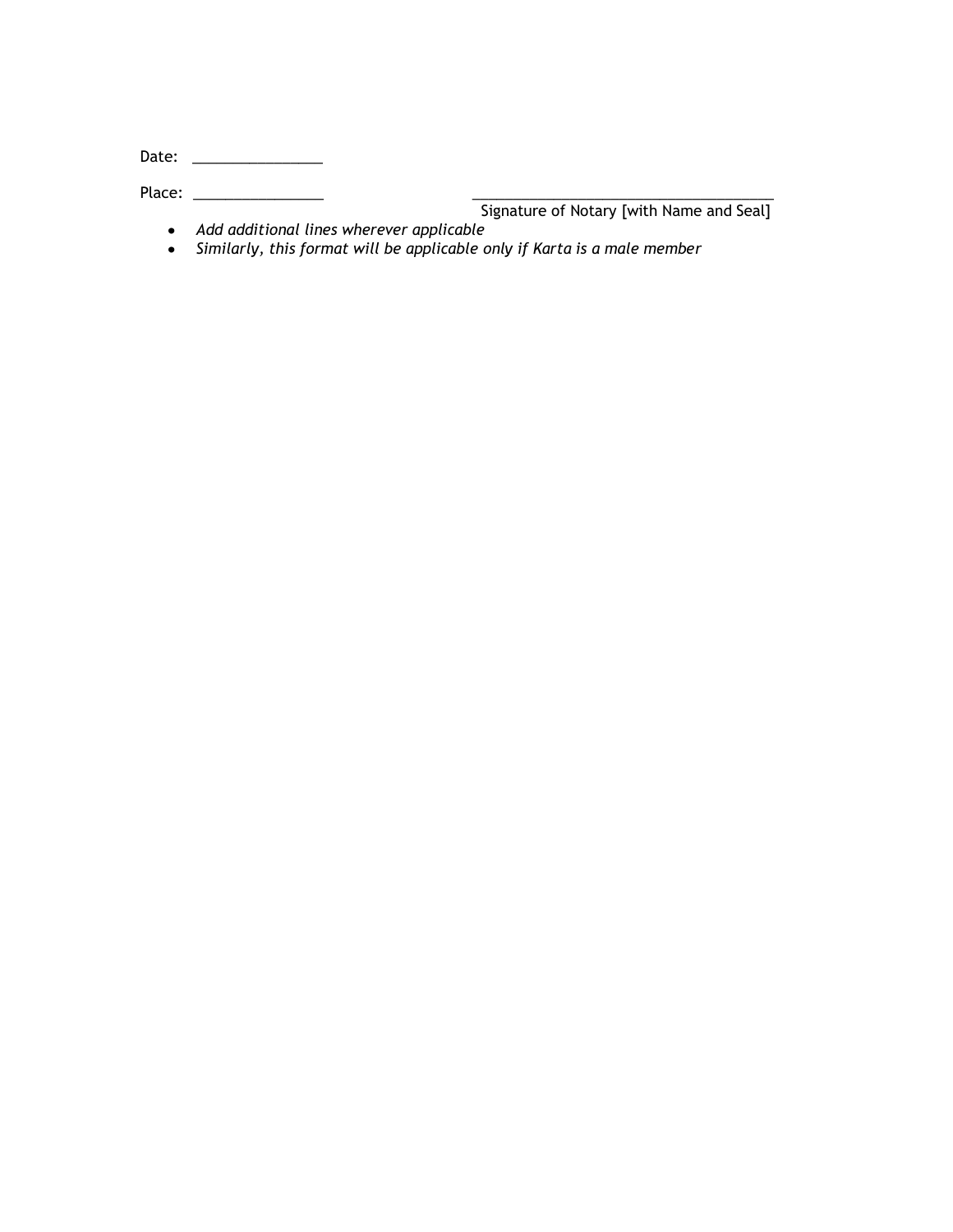Date: ________________

Place: ________________

_______________________________________
Signature of Notary [with Name and Seal]

- *Add additional lines wherever applicable*
- *Similarly, this format will be applicable only if Karta is a male member*